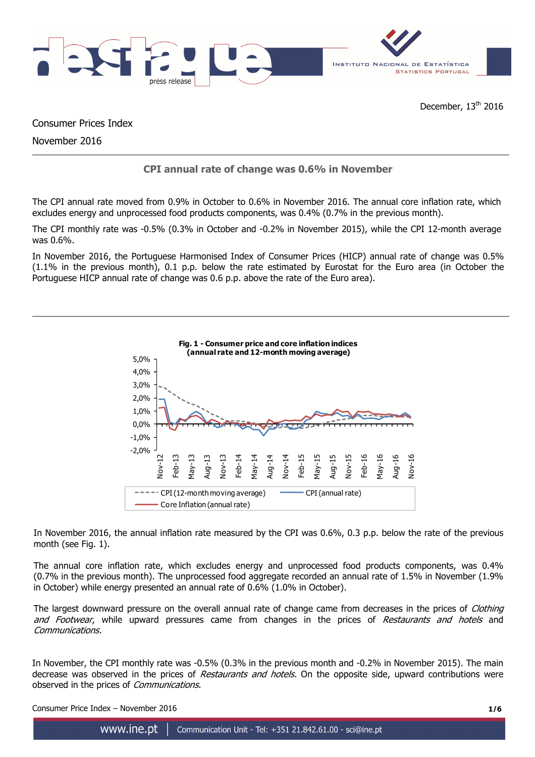December, 13th 2016

Consumer Prices Index

November 2016

## CPI annual rate of change was 0.6% in November

The CPI annual rate moved from 0.9% in October to 0.6% in November 2016. The annual core inflation rate, which excludes energy and unprocessed food products components, was 0.4% (0.7% in the previous month).

The CPI monthly rate was -0.5% (0.3% in October and -0.2% in November 2015), while the CPI 12-month average was 0.6%.

In November 2016, the Portuguese Harmonised Index of Consumer Prices (HICP) annual rate of change was 0.5% (1.1% in the previous month), 0.1 p.p. below the rate estimated by Eurostat for the Euro area (in October the Portuguese HICP annual rate of change was 0.6 p.p. above the rate of the Euro area).

**Fig. 1 - Consumer price and core inflation indices (annual rate and 12-month moving average)**

In November 2016, the annual inflation rate measured by the CPI was 0.6%, 0.3 p.p. below the rate of the previous month (see Fig. 1).

The annual core inflation rate, which excludes energy and unprocessed food products components, was 0.4% (0.7% in the previous month). The unprocessed food aggregate recorded an annual rate of 1.5% in November (1.9% in October) while energy presented an annual rate of 0.6% (1.0% in October).

The largest downward pressure on the overall annual rate of change came from decreases in the prices of *Clothing and Footwear*, while upward pressures came from changes in the prices of *Restaurants and hotels* and *Communications.*

In November, the CPI monthly rate was -0.5% (0.3% in the previous month and -0.2% in November 2015). The main decrease was observed in the prices of *Restaurants and hotels.* On the opposite side, upward contributions were observed in the prices of *Communications.*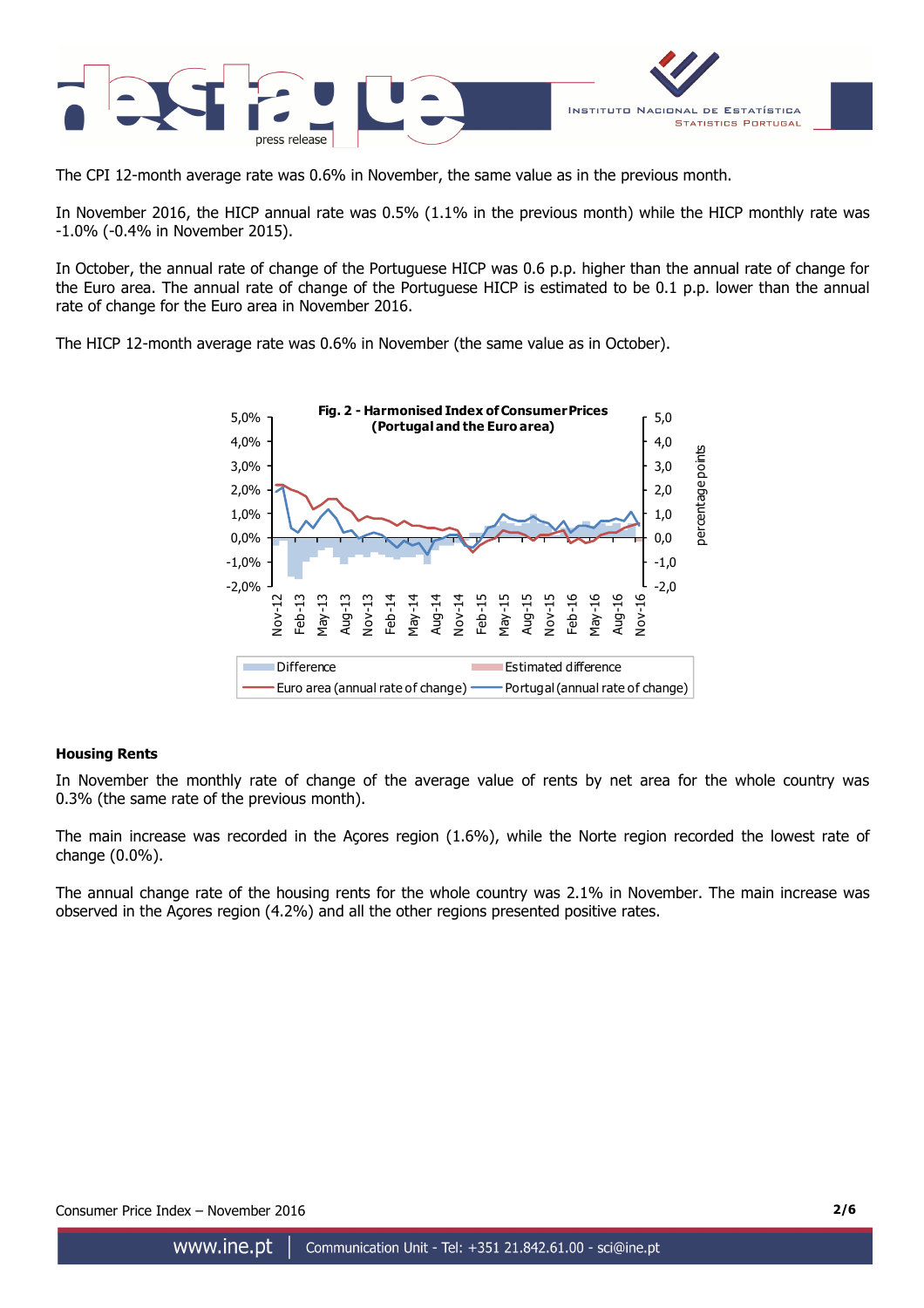The CPI 12-month average rate was 0.6% in November, the same value as in the previous month.

In November 2016, the HICP annual rate was 0.5% (1.1% in the previous month) while the HICP monthly rate was -1.0% (-0.4% in November 2015).

In October, the annual rate of change of the Portuguese HICP was 0.6 p.p. higher than the annual rate of change for the Euro area. The annual rate of change of the Portuguese HICP is estimated to be 0.1 p.p. lower than the annual rate of change for the Euro area in November 2016.

The HICP 12-month average rate was 0.6% in November (the same value as in October).

**Fig. 2 - Harmonised Index of Consumer Prices (Portugal and the Euro area)**

### Housing Rents

In November the monthly rate of change of the average value of rents by net area for the whole country was 0.3% (the same rate of the previous month).

The main increase was recorded in the Açores region (1.6%), while the Norte region recorded the lowest rate of change (0.0%).

The annual change rate of the housing rents for the whole country was 2.1% in November. The main increase was observed in the Açores region (4.2%) and all the other regions presented positive rates.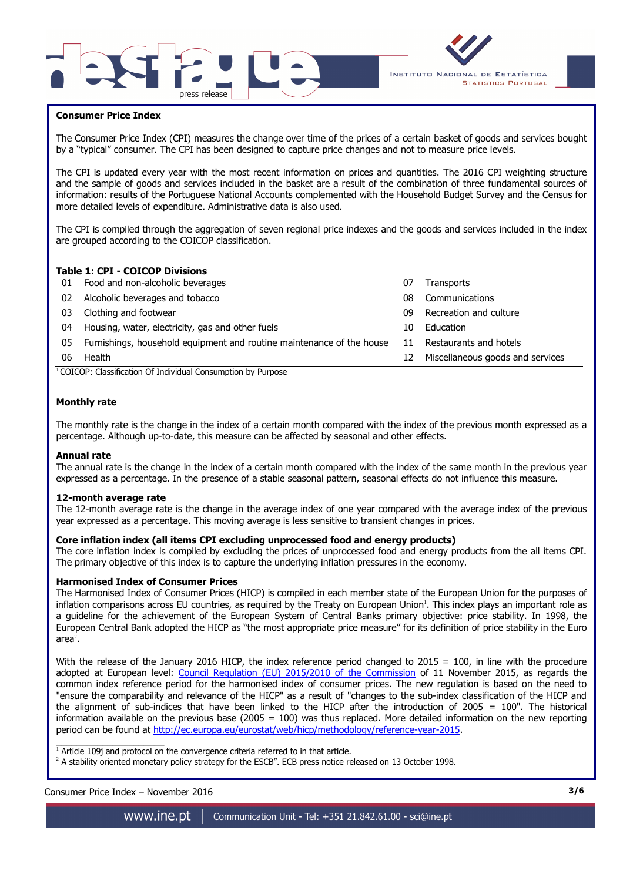## Consumer Price Index

The Consumer Price Index (CPI) measures the change over time of the prices of a certain basket of goods and services bought by a "typical" consumer. The CPI has been designed to capture price changes and not to measure price levels.

The CPI is updated every year with the most recent information on prices and quantities. The 2016 CPI weighting structure and the sample of goods and services included in the basket are a result of the combination of three fundamental sources of information: results of the Portuguese National Accounts complemented with the Household Budget Survey and the Census for more detailed levels of expenditure. Administrative data is also used.

The CPI is compiled through the aggregation of seven regional price indexes and the goods and services included in the index are grouped according to the COICOP classification.

**Table 1: CPI - COICOP Divisions**

| | | | |
|---|---|---|---|
| 01 | Food and non-alcohol beverages | 07 | Transports |
| 02 | Alcoholic beverages and tobacco | 08 | Communications |
| 03 | Clothing and footwear | 09 | Recreation and culture |
| 04 | Housing, water, electricity, gas and other fuels | 10 | Education |
| 05 | Furnishings, household equipment and routine maintenance of the house | 11 | Restaurants and hotels |
| 06 | Health | 12 | Miscellaneous goods and services |

[1] COICOP: Classification Of Individual Consumption by Purpose

### Monthly rate

The monthly rate is the change in the index of a certain month compared with the index of the previous month expressed as a percentage. Although up-to-date, this measure can be affected by seasonal and other effects.

### Annual rate

The annual rate is the change in the index of a certain month compared with the index of the same month in the previous year expressed as a percentage. In the presence of a stable seasonal pattern, seasonal effects do not influence this measure.

### 12-month average rate

The 12-month average rate is the change in the average index of one year compared with the average index of the previous year expressed as a percentage. This moving average is less sensitive to transient changes in prices.

### Core inflation index (all items CPI excluding unprocessed food and energy products)

The core inflation index is compiled by excluding the prices of unprocessed food and energy products from the all items CPI. The primary objective of this index is to capture the underlying inflation pressures in the economy.

### Harmonised Index of Consumer Prices

The Harmonised Index of Consumer Prices (HICP) is compiled in each member state of the European Union for the purposes of inflation comparisons across EU countries, as required by the Treaty on European Union[1]. This index plays an important role as a guideline for the achievement of the European System of Central Banks primary objective: price stability. In 1998, the European Central Bank adopted the HICP as "the most appropriate price measure" for its definition of price stability in the Euro area[2].

With the release of the January 2016 HICP, the index reference period changed to 2015 = 100, in line with the procedure adopted at European level: Council Regulation (EU) 2015/2010 of the Commission of 11 November 2015, as regards the common index reference period for the harmonised index of consumer prices. The new regulation is based on the need to "ensure the comparability and relevance of the HICP" as a result of "changes to the sub-index classification of the HICP and the alignment of sub-indices that have been linked to the HICP after the introduction of 2005 = 100". The historical information available on the previous base (2005 = 100) was thus replaced. More detailed information on the new reporting period can be found at http://ec.europa.eu/eurostat/web/hicp/methodology/reference-year-2015.

[1] Article 109j and protocol on the convergence criteria referred to in that article.

[2] A stability oriented monetary policy strategy for the ESCB". ECB press notice released on 13 October 1998.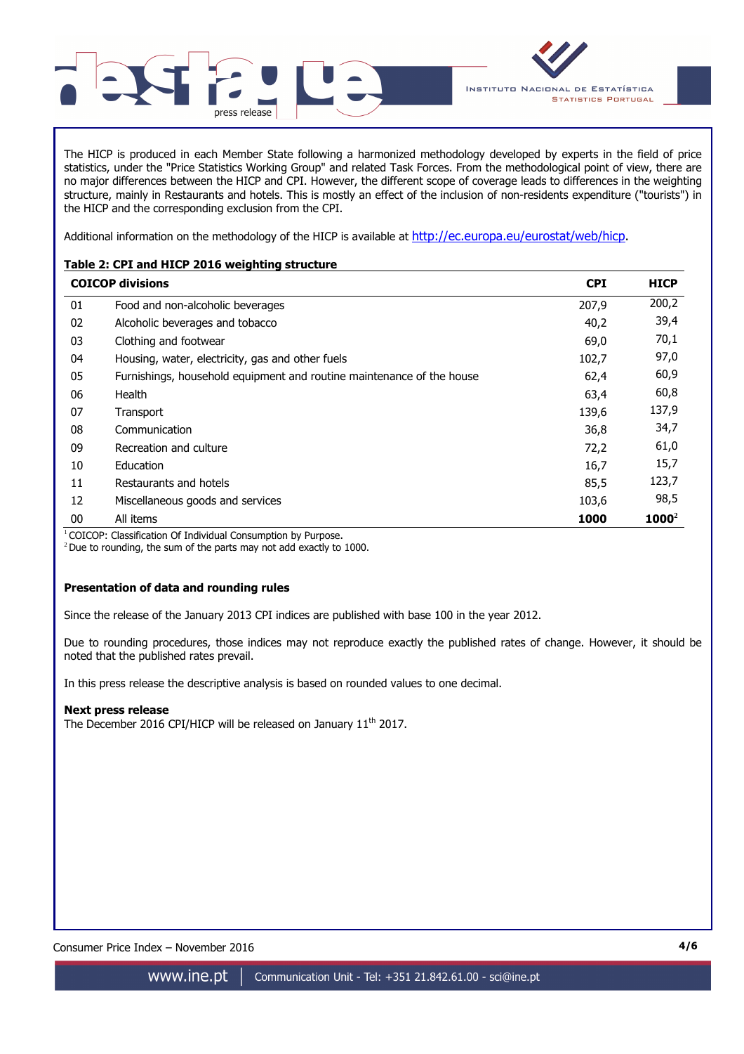The HICP is produced in each Member State following a harmonized methodology developed by experts in the field of price statistics, under the "Price Statistics Working Group" and related Task Forces. From the methodological point of view, there are no major differences between the HICP and CPI. However, the different scope of coverage leads to differences in the weighting structure, mainly in Restaurants and hotels. This is mostly an effect of the inclusion of non-residents expenditure ("tourists") in the HICP and the corresponding exclusion from the CPI.

Additional information on the methodology of the HICP is available at http://ec.europa.eu/eurostat/web/hicp.

**Table 2: CPI and HICP 2016 weighting structure**

| COICOP divisions | | CPI | HICP |
|---|---|---|---|
| 01 | Food and non-alcoholic beverages | 207,9 | 200,2 |
| 02 | Alcoholic beverages and tobacco | 40,2 | 39,4 |
| 03 | Clothing and footwear | 69,0 | 70,1 |
| 04 | Housing, water, electricity, gas and other fuels | 102,7 | 97,0 |
| 05 | Furnishings, household equipment and routine maintenance of the house | 62,4 | 60,9 |
| 06 | Health | 63,4 | 60,8 |
| 07 | Transport | 139,6 | 137,9 |
| 08 | Communication | 36,8 | 34,7 |
| 09 | Recreation and culture | 72,2 | 61,0 |
| 10 | Education | 16,7 | 15,7 |
| 11 | Restaurants and hotels | 85,5 | 123,7 |
| 12 | Miscellaneous goods and services | 103,6 | 98,5 |
| 00 | All items | **1000** | **1000**[2] |

[1] COICOP: Classification Of Individual Consumption by Purpose.
[2] Due to rounding, the sum of the parts may not add exactly to 1000.

**Presentation of data and rounding rules**

Since the release of the January 2013 CPI indices are published with base 100 in the year 2012.

Due to rounding procedures, those indices may not reproduce exactly the published rates of change. However, it should be noted that the published rates prevail.

In this press release the descriptive analysis is based on rounded values to one decimal.

**Next press release**
The December 2016 CPI/HICP will be released on January 11th 2017.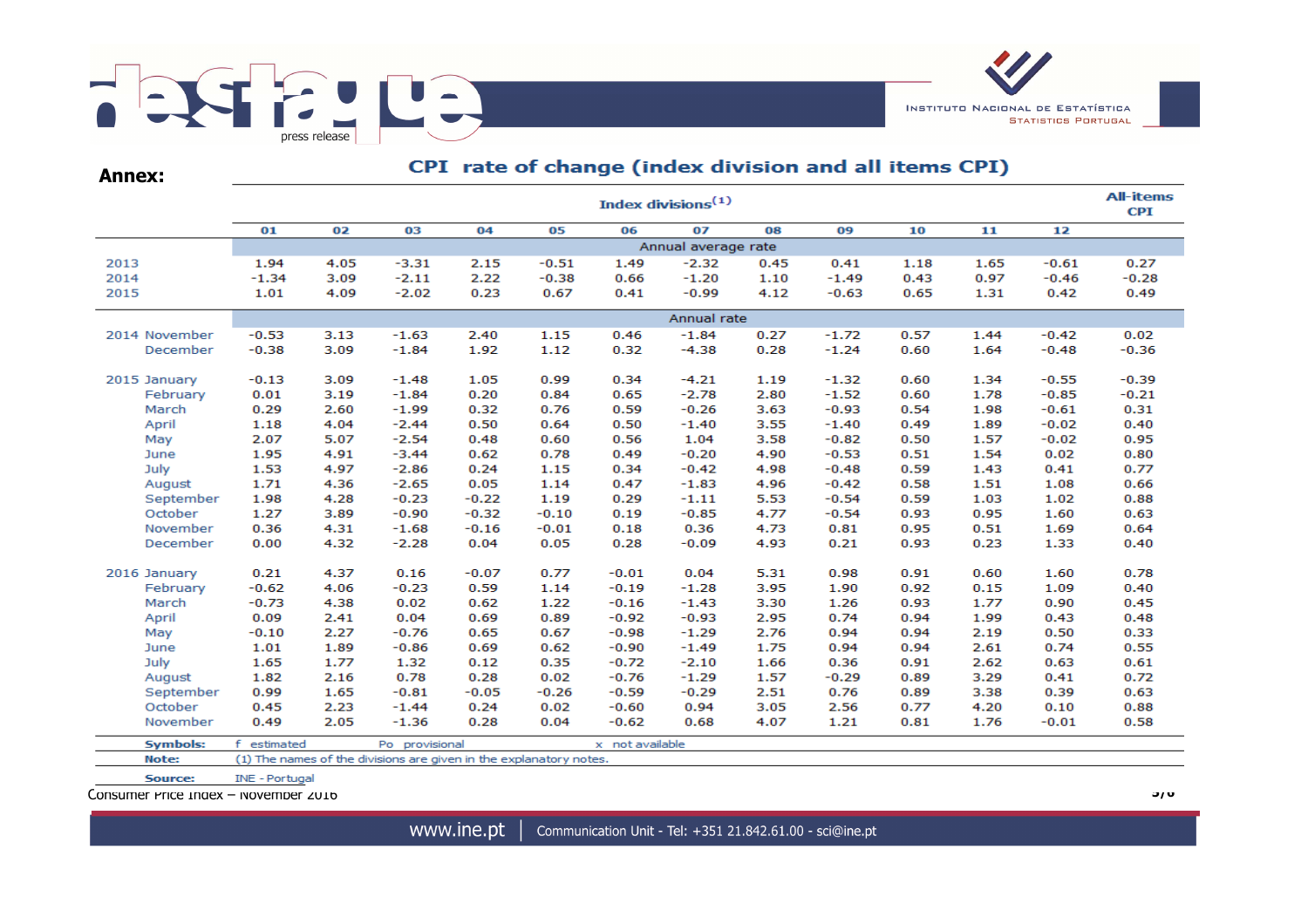**Annex:**

## CPI rate of change (index division and all items CPI)

| | Index divisions[1] | | | | | | | | | | | | All-items CPI |
|---|---|---|---|---|---|---|---|---|---|---|---|---|---|
| | 01 | 02 | 03 | 04 | 05 | 06 | 07 | 08 | 09 | 10 | 11 | 12 | |
| | Annual average rate | | | | | | | | | | | | |
| 2013 | 1.94 | 4.05 | -3.31 | 2.15 | -0.51 | 1.49 | -2.32 | 0.45 | 0.41 | 1.18 | 1.65 | -0.61 | 0.27 |
| 2014 | -1.34 | 3.09 | -2.11 | 2.22 | -0.38 | 0.66 | -1.20 | 1.10 | -1.49 | 0.43 | 0.97 | -0.46 | -0.28 |
| 2015 | 1.01 | 4.09 | -2.02 | 0.23 | 0.67 | 0.41 | -0.99 | 4.12 | -0.63 | 0.65 | 1.31 | 0.42 | 0.49 |
| | Annual rate | | | | | | | | | | | | |
| 2014 November | -0.53 | 3.13 | -1.63 | 2.40 | 1.15 | 0.46 | -1.84 | 0.27 | -1.72 | 0.57 | 1.44 | -0.42 | 0.02 |
| December | -0.38 | 3.09 | -1.84 | 1.92 | 1.12 | 0.32 | -4.38 | 0.28 | -1.24 | 0.60 | 1.64 | -0.48 | -0.36 |
| 2015 January | -0.13 | 3.09 | -1.48 | 1.05 | 0.99 | 0.34 | -4.21 | 1.19 | -1.32 | 0.60 | 1.34 | -0.55 | -0.39 |
| February | 0.01 | 3.19 | -1.84 | 0.20 | 0.84 | 0.65 | -2.78 | 2.80 | -1.52 | 0.60 | 1.78 | -0.85 | -0.21 |
| March | 0.29 | 2.60 | -1.99 | 0.32 | 0.76 | 0.59 | -0.26 | 3.63 | -0.93 | 0.54 | 1.98 | -0.61 | 0.31 |
| April | 1.18 | 4.04 | -2.44 | 0.50 | 0.64 | 0.50 | -1.40 | 3.55 | -1.40 | 0.49 | 1.89 | -0.02 | 0.40 |
| May | 2.07 | 5.07 | -2.54 | 0.48 | 0.60 | 0.56 | 1.04 | 3.58 | -0.82 | 0.50 | 1.57 | -0.02 | 0.95 |
| June | 1.95 | 4.91 | -3.44 | 0.62 | 0.78 | 0.49 | -0.20 | 4.90 | -0.53 | 0.51 | 1.54 | 0.02 | 0.80 |
| July | 1.53 | 4.97 | -2.86 | 0.24 | 1.15 | 0.34 | -0.42 | 4.98 | -0.48 | 0.59 | 1.43 | 0.41 | 0.77 |
| August | 1.71 | 4.36 | -2.65 | 0.05 | 1.14 | 0.47 | -1.83 | 4.96 | -0.42 | 0.58 | 1.51 | 1.08 | 0.66 |
| September | 1.98 | 4.28 | -0.23 | -0.22 | 1.19 | 0.29 | -1.11 | 5.53 | -0.54 | 0.59 | 1.03 | 1.02 | 0.88 |
| October | 1.27 | 3.89 | -0.90 | -0.32 | -0.10 | 0.19 | -0.85 | 4.77 | -0.54 | 0.93 | 0.95 | 1.60 | 0.63 |
| November | 0.36 | 4.31 | -1.68 | -0.16 | -0.01 | 0.18 | 0.36 | 4.73 | 0.81 | 0.95 | 0.51 | 1.69 | 0.64 |
| December | 0.00 | 4.32 | -2.28 | 0.04 | 0.05 | 0.28 | -0.09 | 4.93 | 0.21 | 0.93 | 0.23 | 1.33 | 0.40 |
| 2016 January | 0.21 | 4.37 | 0.16 | -0.07 | 0.77 | -0.01 | 0.04 | 5.31 | 0.98 | 0.91 | 0.60 | 1.60 | 0.78 |
| February | -0.62 | 4.06 | -0.23 | 0.59 | 1.14 | -0.19 | -1.28 | 3.95 | 1.90 | 0.92 | 0.15 | 1.09 | 0.40 |
| March | -0.73 | 4.38 | 0.02 | 0.62 | 1.22 | -0.16 | -1.43 | 3.30 | 1.26 | 0.93 | 1.77 | 0.90 | 0.45 |
| April | 0.09 | 2.41 | 0.04 | 0.69 | 0.89 | -0.92 | -0.93 | 2.95 | 0.74 | 0.94 | 1.99 | 0.43 | 0.48 |
| May | -0.10 | 2.27 | -0.76 | 0.65 | 0.67 | -0.98 | -1.29 | 2.76 | 0.94 | 0.94 | 2.19 | 0.50 | 0.33 |
| June | 1.01 | 1.89 | -0.86 | 0.69 | 0.62 | -0.90 | -1.49 | 1.75 | 0.94 | 0.94 | 2.61 | 0.74 | 0.55 |
| July | 1.65 | 1.77 | 1.32 | 0.12 | 0.35 | -0.72 | -2.10 | 1.66 | 0.36 | 0.91 | 2.62 | 0.63 | 0.61 |
| August | 1.82 | 2.16 | 0.78 | 0.28 | 0.02 | -0.76 | -1.29 | 1.57 | -0.29 | 0.89 | 3.29 | 0.41 | 0.72 |
| September | 0.99 | 1.65 | -0.81 | -0.05 | -0.26 | -0.59 | -0.29 | 2.51 | 0.76 | 0.89 | 3.38 | 0.39 | 0.63 |
| October | 0.45 | 2.23 | -1.44 | 0.24 | 0.02 | -0.60 | 0.94 | 3.05 | 2.56 | 0.77 | 4.20 | 0.10 | 0.88 |
| November | 0.49 | 2.05 | -1.36 | 0.28 | 0.04 | -0.62 | 0.68 | 4.07 | 1.21 | 0.81 | 1.76 | -0.01 | 0.58 |

**Symbols:** f estimated Po provisional x not available

**Note:** (1) The names of the divisions are given in the explanatory notes.

**Source:** INE - Portugal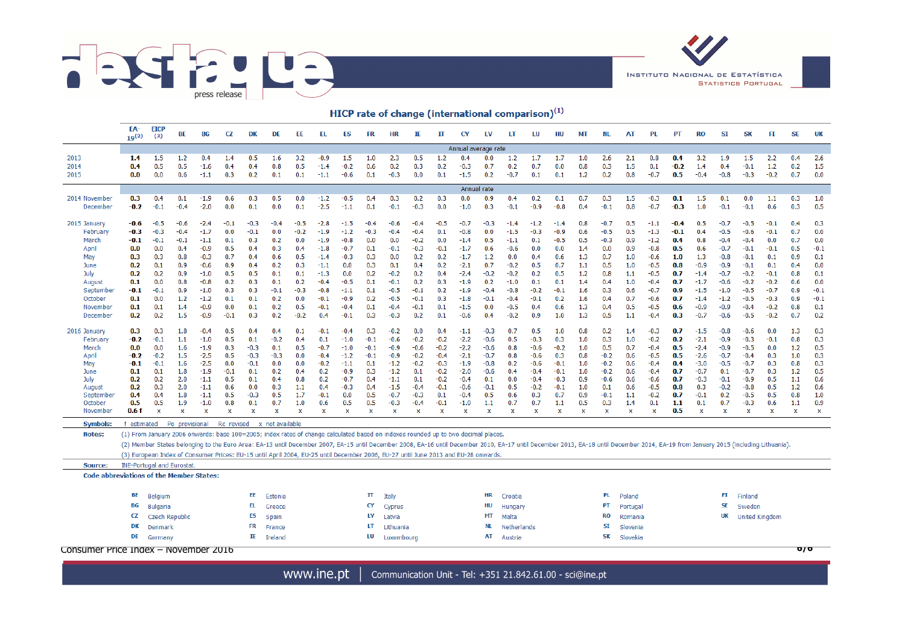## HICP rate of change (international comparison)(1)

| | EA-19(2) | EICP (3) | BE | BG | CZ | DK | DE | EE | EL | ES | FR | HR | IE | IT | CY | LV | LT | LU | HU | MT | NL | AT | PL | PT | RO | SI | SK | FI | SE | UK |
|---|---|---|---|---|---|---|---|---|---|---|---|---|---|---|---|---|---|---|---|---|---|---|---|---|---|---|---|---|---|---|
| **Annual average rate** | | | | | | | | | | | | | | | | | | | | | | | | | | | | | | |
| 2013 | **1.4** | 1.5 | 1.2 | 0.4 | 1.4 | 0.5 | 1.6 | 3.2 | -0.9 | 1.5 | 1.0 | 2.3 | 0.5 | 1.2 | 0.4 | 0.0 | 1.2 | 1.7 | 1.7 | 1.0 | 2.6 | 2.1 | 0.8 | **0.4** | 3.2 | 1.9 | 1.5 | 2.2 | 0.4 | 2.6 |
| 2014 | **0.4** | 0.5 | 0.5 | -1.6 | 0.4 | 0.4 | 0.8 | 0.5 | -1.4 | -0.2 | 0.6 | 0.2 | 0.3 | 0.2 | -0.3 | 0.7 | 0.2 | 0.7 | 0.0 | 0.8 | 0.3 | 1.5 | 0.1 | **-0.2** | 1.4 | 0.4 | -0.1 | 1.2 | 0.2 | 1.5 |
| 2015 | **0.0** | 0.0 | 0.6 | -1.1 | 0.3 | 0.2 | 0.1 | 0.1 | -1.1 | -0.6 | 0.1 | -0.3 | 0.0 | 0.1 | -1.5 | 0.2 | -0.7 | 0.1 | 0.1 | 1.2 | 0.2 | 0.8 | -0.7 | **0.5** | -0.4 | -0.8 | -0.3 | -0.2 | 0.7 | 0.0 |
| **Annual rate** | | | | | | | | | | | | | | | | | | | | | | | | | | | | | | |
| 2014 November | **0.3** | 0.4 | 0.1 | -1.9 | 0.6 | 0.3 | 0.5 | 0.0 | -1.2 | -0.5 | 0.4 | 0.3 | 0.2 | 0.3 | 0.0 | 0.9 | 0.4 | 0.2 | 0.1 | 0.7 | 0.3 | 1.5 | -0.3 | **0.1** | 1.5 | 0.1 | 0.0 | 1.1 | 0.3 | 1.0 |
| December | **-0.2** | -0.1 | -0.4 | -2.0 | 0.0 | 0.1 | 0.0 | 0.1 | -2.5 | -1.1 | 0.1 | -0.1 | -0.3 | 0.0 | -1.0 | 0.3 | -0.1 | -0.9 | -0.8 | 0.4 | -0.1 | 0.8 | -0.7 | **-0.3** | 1.0 | -0.1 | -0.1 | 0.6 | 0.3 | 0.5 |
| 2015 January | **-0.6** | -0.5 | -0.6 | -2.4 | -0.1 | -0.3 | -0.4 | -0.5 | -2.8 | -1.5 | -0.4 | -0.6 | -0.4 | -0.5 | -0.7 | -0.3 | -1.4 | -1.2 | -1.4 | 0.8 | -0.7 | 0.5 | -1.1 | **-0.4** | 0.5 | -0.7 | -0.5 | -0.1 | 0.4 | 0.3 |
| February | **-0.3** | -0.3 | -0.4 | -1.7 | 0.0 | -0.1 | 0.0 | -0.2 | -1.9 | -1.2 | -0.3 | -0.4 | -0.4 | 0.1 | -0.8 | 0.0 | -1.5 | -0.3 | -0.9 | 0.6 | -0.5 | 0.5 | -1.3 | **-0.1** | 0.4 | -0.5 | -0.6 | -0.1 | 0.7 | 0.0 |
| March | **-0.1** | -0.1 | -0.1 | -1.1 | 0.1 | 0.3 | 0.2 | 0.0 | -1.9 | -0.8 | 0.0 | 0.0 | -0.3 | 0.0 | -1.4 | 0.5 | -1.1 | 0.1 | -0.5 | 0.5 | -0.3 | 0.9 | -1.2 | **0.4** | 0.8 | -0.4 | -0.4 | 0.0 | 0.7 | 0.0 |
| April | **0.0** | 0.0 | 0.4 | -0.9 | 0.5 | 0.4 | 0.3 | 0.4 | -1.8 | -0.7 | 0.1 | -0.1 | -0.3 | -0.1 | -1.7 | 0.6 | -0.6 | 0.0 | 0.0 | 1.4 | 0.0 | 0.9 | -0.8 | **0.5** | 0.6 | -0.7 | -0.1 | -0.1 | 0.5 | -0.1 |
| May | **0.3** | 0.3 | 0.8 | -0.3 | 0.7 | 0.4 | 0.6 | 0.5 | -1.4 | -0.3 | 0.3 | 0.0 | 0.2 | 0.2 | -1.7 | 1.2 | 0.0 | 0.4 | 0.6 | 1.3 | 0.7 | 1.0 | -0.6 | **1.0** | 1.3 | -0.8 | -0.1 | 0.1 | 0.9 | 0.1 |
| June | **0.2** | 0.1 | 0.9 | -0.6 | 0.9 | 0.4 | 0.2 | 0.3 | -1.1 | 0.0 | 0.3 | 0.1 | 0.4 | 0.2 | -2.1 | 0.7 | -0.2 | 0.5 | 0.7 | 1.1 | 0.5 | 1.0 | -0.5 | **0.8** | -0.9 | -0.9 | -0.1 | 0.1 | 0.4 | 0.0 |
| July | **0.2** | 0.2 | 0.9 | -1.0 | 0.5 | 0.5 | 0.1 | 0.1 | -1.3 | 0.0 | 0.2 | -0.2 | 0.2 | 0.4 | -2.4 | -0.2 | -0.2 | 0.2 | 0.5 | 1.2 | 0.8 | 1.1 | -0.5 | **0.7** | -1.4 | -0.7 | -0.2 | -0.1 | 0.8 | 0.1 |
| August | **0.1** | 0.0 | 0.8 | -0.8 | 0.2 | 0.3 | 0.1 | 0.2 | -0.4 | -0.5 | 0.1 | -0.1 | 0.2 | 0.3 | -1.9 | 0.2 | -1.0 | 0.1 | 0.1 | 1.4 | 0.4 | 1.0 | -0.4 | **0.7** | -1.7 | -0.6 | -0.2 | -0.2 | 0.6 | 0.0 |
| September | **-0.1** | -0.1 | 0.9 | -1.0 | 0.3 | 0.3 | 0.0 | -0.3 | -0.8 | -1.1 | 0.1 | -0.5 | -0.1 | 0.2 | -1.9 | -0.4 | -0.8 | -0.2 | -0.1 | 1.6 | 0.3 | 0.6 | -0.7 | **0.9** | -1.5 | -1.0 | -0.5 | -0.7 | 0.9 | -0.1 |
| October | **0.1** | 0.0 | 1.2 | -1.2 | 0.1 | 0.1 | 0.2 | 0.0 | -0.1 | -0.9 | 0.2 | -0.5 | -0.1 | 0.3 | -1.8 | -0.1 | -0.4 | -0.1 | 0.2 | 1.6 | 0.4 | 0.7 | -0.6 | **0.7** | -1.4 | -1.2 | -0.5 | -0.3 | 0.9 | -0.1 |
| November | **0.1** | 0.1 | 1.4 | -0.9 | 0.0 | 0.1 | 0.2 | 0.5 | -0.1 | -0.4 | 0.1 | -0.4 | -0.1 | 0.1 | -1.5 | 0.0 | -0.5 | 0.4 | 0.6 | 1.3 | 0.4 | 0.5 | -0.5 | **0.6** | -0.9 | -0.9 | -0.4 | -0.2 | 0.8 | 0.1 |
| December | **0.2** | 0.2 | 1.5 | -0.9 | -0.1 | 0.3 | 0.2 | -0.2 | 0.4 | -0.1 | 0.3 | -0.3 | 0.2 | 0.1 | -0.6 | 0.4 | -0.2 | 0.9 | 1.0 | 1.3 | 0.5 | 1.1 | -0.4 | **0.3** | -0.7 | -0.6 | -0.5 | -0.2 | 0.7 | 0.2 |
| 2016 January | **0.3** | 0.3 | 1.8 | -0.4 | 0.5 | 0.4 | 0.4 | 0.1 | -0.1 | -0.4 | 0.3 | -0.2 | 0.0 | 0.4 | -1.1 | -0.3 | 0.7 | 0.5 | 1.0 | 0.8 | 0.2 | 1.4 | -0.3 | **0.7** | -1.5 | -0.8 | -0.6 | 0.0 | 1.3 | 0.3 |
| February | **-0.2** | -0.1 | 1.1 | -1.0 | 0.5 | 0.1 | -0.2 | 0.4 | 0.1 | -1.0 | -0.1 | -0.6 | -0.2 | -0.2 | -2.2 | -0.6 | 0.5 | -0.3 | 0.3 | 1.0 | 0.3 | 1.0 | -0.2 | **0.2** | -2.1 | -0.9 | -0.3 | -0.1 | 0.8 | 0.3 |
| March | **0.0** | 0.0 | 1.6 | -1.9 | 0.3 | -0.3 | 0.1 | 0.5 | -0.7 | -1.0 | -0.1 | -0.9 | -0.6 | -0.2 | -2.2 | -0.6 | 0.8 | -0.6 | -0.2 | 1.0 | 0.5 | 0.7 | -0.4 | **0.5** | -2.4 | -0.9 | -0.5 | 0.0 | 1.2 | 0.5 |
| April | **-0.2** | -0.2 | 1.5 | -2.5 | 0.5 | -0.3 | -0.3 | 0.0 | -0.4 | -1.2 | -0.1 | -0.9 | -0.2 | -0.4 | -2.1 | -0.7 | 0.8 | -0.6 | 0.3 | 0.8 | -0.2 | 0.6 | -0.5 | **0.5** | -2.6 | -0.7 | -0.5 | 0.3 | 1.0 | 0.3 |
| May | **-0.1** | -0.1 | 1.6 | -2.5 | 0.0 | -0.1 | 0.0 | 0.0 | -0.2 | -1.1 | 0.1 | -1.2 | -0.2 | -0.3 | -1.9 | -0.8 | 0.2 | -0.6 | -0.1 | 1.0 | -0.2 | 0.6 | -0.4 | **0.4** | -3.0 | -0.5 | -0.7 | 0.3 | 0.8 | 0.3 |
| June | **0.1** | 0.1 | 1.8 | -1.9 | -0.1 | 0.1 | 0.2 | 0.4 | 0.2 | -0.9 | 0.3 | -1.2 | 0.1 | -0.2 | -2.0 | -0.6 | 0.4 | -0.4 | -0.1 | 1.0 | -0.2 | 0.6 | -0.4 | **0.7** | -0.7 | 0.1 | -0.7 | 0.3 | 1.2 | 0.5 |
| July | **0.2** | 0.2 | 2.0 | -1.1 | 0.5 | 0.1 | 0.4 | 0.8 | 0.2 | -0.7 | 0.4 | -1.1 | 0.1 | -0.2 | -0.4 | 0.1 | 0.0 | -0.4 | -0.3 | 0.9 | -0.6 | 0.6 | -0.6 | **0.7** | -0.3 | -0.1 | -0.9 | 0.5 | 1.1 | 0.6 |
| August | **0.2** | 0.3 | 2.0 | -1.1 | 0.6 | 0.0 | 0.3 | 1.1 | 0.4 | -0.3 | 0.4 | -1.5 | -0.4 | -0.1 | -0.6 | -0.1 | 0.5 | -0.2 | -0.1 | 1.0 | 0.1 | 0.6 | -0.5 | **0.8** | 0.3 | -0.2 | -0.8 | 0.5 | 1.2 | 0.6 |
| September | **0.4** | 0.4 | 1.8 | -1.1 | 0.5 | -0.3 | 0.5 | 1.7 | -0.1 | 0.0 | 0.5 | -0.7 | -0.3 | 0.1 | -0.4 | 0.5 | 0.6 | 0.3 | 0.7 | 0.9 | -0.1 | 1.1 | -0.2 | **0.7** | -0.1 | 0.2 | -0.5 | 0.5 | 0.8 | 1.0 |
| October | **0.5** | 0.5 | 1.9 | -1.0 | 0.8 | 0.1 | 0.7 | 1.0 | 0.6 | 0.5 | 0.5 | -0.3 | -0.4 | -0.1 | -1.0 | 1.1 | 0.7 | 0.7 | 1.1 | 0.5 | 0.3 | 1.4 | 0.1 | **1.1** | 0.1 | 0.7 | -0.3 | 0.6 | 1.1 | 0.9 |
| November | **0.6 f** | x | x | x | x | x | x | x | x | x | x | x | x | x | x | x | x | x | x | x | x | x | x | **0.5** | x | x | x | x | x | x |

**Symbols:** f estimated Po provisional Rc revised x not available

**Notes:**
(1) From January 2006 onwards: base 100=2005; index rates of change calculated based on indexes rounded up to two decimal places.
(2) Member States belonging to the Euro Area: EA-13 until December 2007, EA-15 until December 2008, EA-16 until December 2010, EA-17 until December 2013, EA-18 until December 2014, EA-19 from January 2015 (including Lithuania).
(3) European Index of Consumer Prices: EU-15 until April 2004, EU-25 until December 2006, EU-27 until June 2013 and EU-28 onwards.

**Source:** INE-Portugal and Eurostat.

**Code abbreviations of the Member States:**

| | | | | | | | | | | | |
|---|---|---|---|---|---|---|---|---|---|---|---|
| BE | Belgium | EE | Estonia | IT | Italy | HR | Croatia | PL | Poland | FI | Finland |
| BG | Bulgaria | EL | Greece | CY | Cyprus | HU | Hungary | PT | Portugal | SE | Sweden |
| CZ | Czech Republic | ES | Spain | LV | Latvia | MT | Malta | RO | Romania | UK | United Kingdom |
| DK | Denmark | FR | France | LT | Lithuania | NL | Netherlands | SI | Slovenia | | |
| DE | Germany | IE | Ireland | LU | Luxembourg | AT | Austria | SK | Slovakia | | |